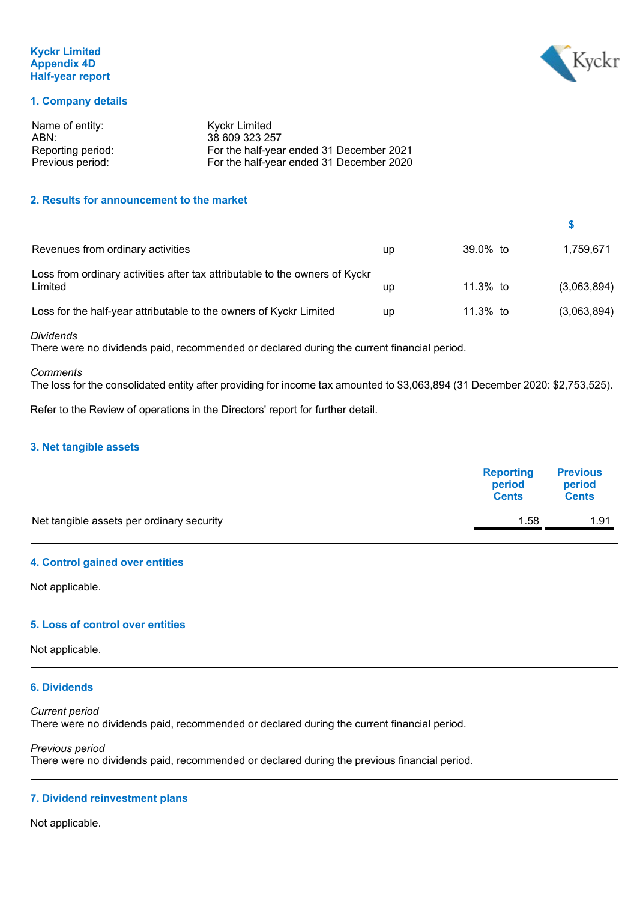**Kyckr Limited**
**Appendix 4D**
**Half-year report**

## 1. Company details

| | |
|---|---|
| Name of entity: | Kyckr Limited |
| ABN: | 38 609 323 257 |
| Reporting period: | For the half-year ended 31 December 2021 |
| Previous period: | For the half-year ended 31 December 2020 |

## 2. Results for announcement to the market

| | | | | $ |
|---|---|---|---|---|
| Revenues from ordinary activities | up | 39.0% | to | 1,759,671 |
| Loss from ordinary activities after tax attributable to the owners of Kyckr Limited | up | 11.3% | to | (3,063,894) |
| Loss for the half-year attributable to the owners of Kyckr Limited | up | 11.3% | to | (3,063,894) |

*Dividends*
There were no dividends paid, recommended or declared during the current financial period.

*Comments*
The loss for the consolidated entity after providing for income tax amounted to $3,063,894 (31 December 2020: $2,753,525).

Refer to the Review of operations in the Directors' report for further detail.

## 3. Net tangible assets

| | Reporting period Cents | Previous period Cents |
|---|---|---|
| Net tangible assets per ordinary security | 1.58 | 1.91 |

## 4. Control gained over entities

Not applicable.

## 5. Loss of control over entities

Not applicable.

## 6. Dividends

*Current period*
There were no dividends paid, recommended or declared during the current financial period.

*Previous period*
There were no dividends paid, recommended or declared during the previous financial period.

## 7. Dividend reinvestment plans

Not applicable.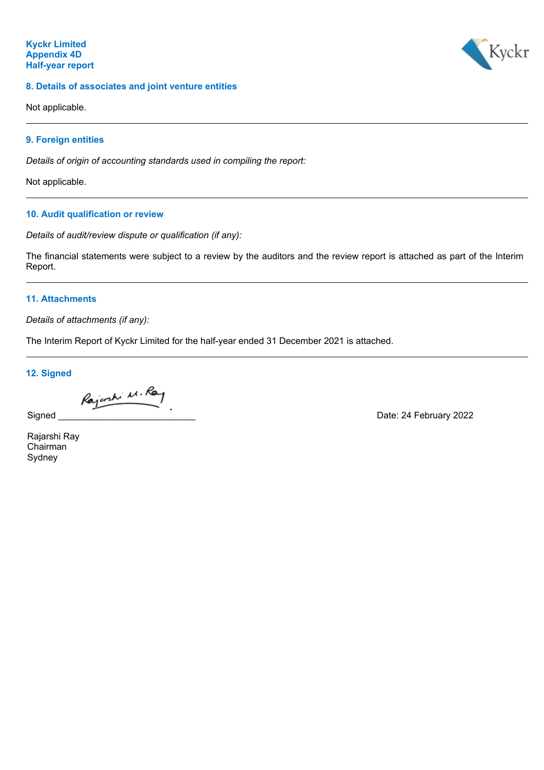## 8. Details of associates and joint venture entities

Not applicable.

---

## 9. Foreign entities

*Details of origin of accounting standards used in compiling the report:*

Not applicable.

---

## 10. Audit qualification or review

*Details of audit/review dispute or qualification (if any):*

The financial statements were subject to a review by the auditors and the review report is attached as part of the Interim Report.

---

## 11. Attachments

*Details of attachments (if any):*

The Interim Report of Kyckr Limited for the half-year ended 31 December 2021 is attached.

---

## 12. Signed

Signed ___________________________ Date: 24 February 2022

Rajarshi Ray
Chairman
Sydney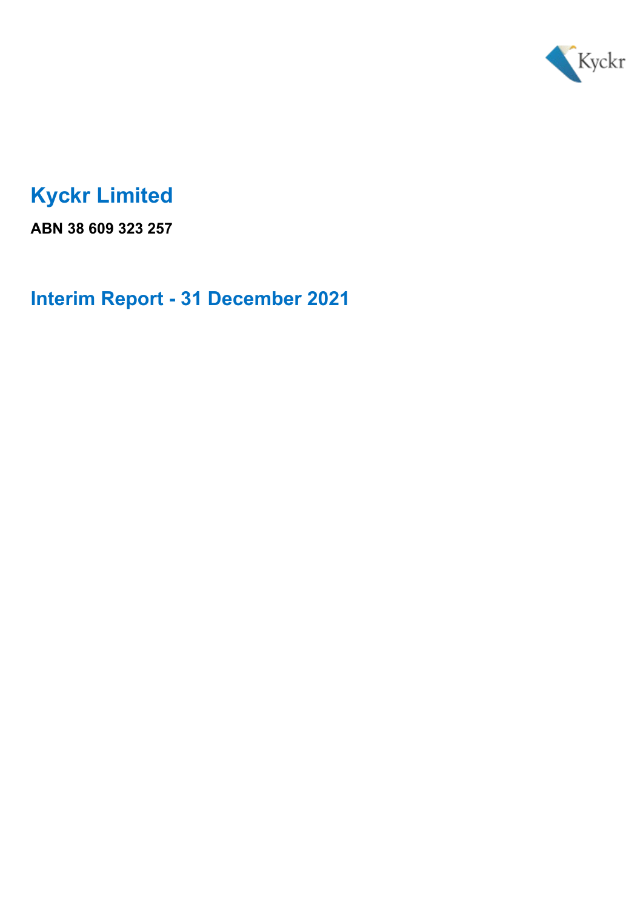# Kyckr Limited

**ABN 38 609 323 257**

## Interim Report - 31 December 2021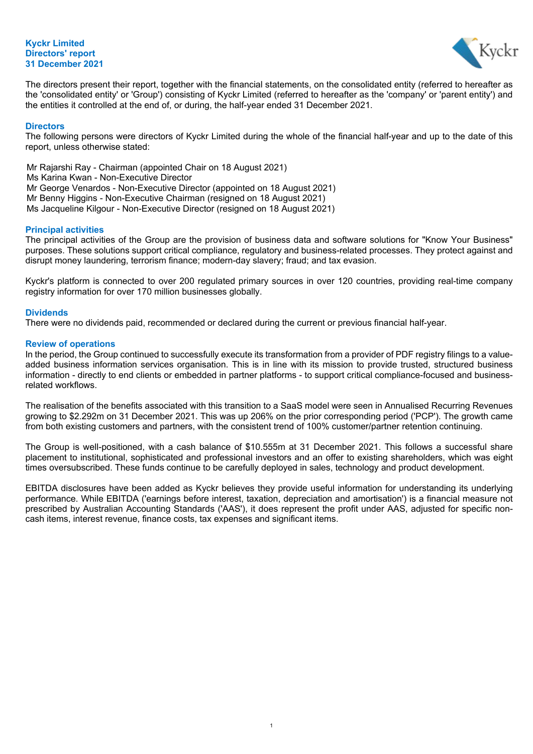**Kyckr Limited**
**Directors' report**
**31 December 2021**

The directors present their report, together with the financial statements, on the consolidated entity (referred to hereafter as the 'consolidated entity' or 'Group') consisting of Kyckr Limited (referred to hereafter as the 'company' or 'parent entity') and the entities it controlled at the end of, or during, the half-year ended 31 December 2021.

## Directors

The following persons were directors of Kyckr Limited during the whole of the financial half-year and up to the date of this report, unless otherwise stated:

Mr Rajarshi Ray - Chairman (appointed Chair on 18 August 2021)
Ms Karina Kwan - Non-Executive Director
Mr George Venardos - Non-Executive Director (appointed on 18 August 2021)
Mr Benny Higgins - Non-Executive Chairman (resigned on 18 August 2021)
Ms Jacqueline Kilgour - Non-Executive Director (resigned on 18 August 2021)

## Principal activities

The principal activities of the Group are the provision of business data and software solutions for "Know Your Business" purposes. These solutions support critical compliance, regulatory and business-related processes. They protect against and disrupt money laundering, terrorism finance; modern-day slavery; fraud; and tax evasion.

Kyckr's platform is connected to over 200 regulated primary sources in over 120 countries, providing real-time company registry information for over 170 million businesses globally.

## Dividends

There were no dividends paid, recommended or declared during the current or previous financial half-year.

## Review of operations

In the period, the Group continued to successfully execute its transformation from a provider of PDF registry filings to a value-added business information services organisation. This is in line with its mission to provide trusted, structured business information - directly to end clients or embedded in partner platforms - to support critical compliance-focused and business-related workflows.

The realisation of the benefits associated with this transition to a SaaS model were seen in Annualised Recurring Revenues growing to $2.292m on 31 December 2021. This was up 206% on the prior corresponding period ('PCP'). The growth came from both existing customers and partners, with the consistent trend of 100% customer/partner retention continuing.

The Group is well-positioned, with a cash balance of $10.555m at 31 December 2021. This follows a successful share placement to institutional, sophisticated and professional investors and an offer to existing shareholders, which was eight times oversubscribed. These funds continue to be carefully deployed in sales, technology and product development.

EBITDA disclosures have been added as Kyckr believes they provide useful information for understanding its underlying performance. While EBITDA ('earnings before interest, taxation, depreciation and amortisation') is a financial measure not prescribed by Australian Accounting Standards ('AAS'), it does represent the profit under AAS, adjusted for specific non-cash items, interest revenue, finance costs, tax expenses and significant items.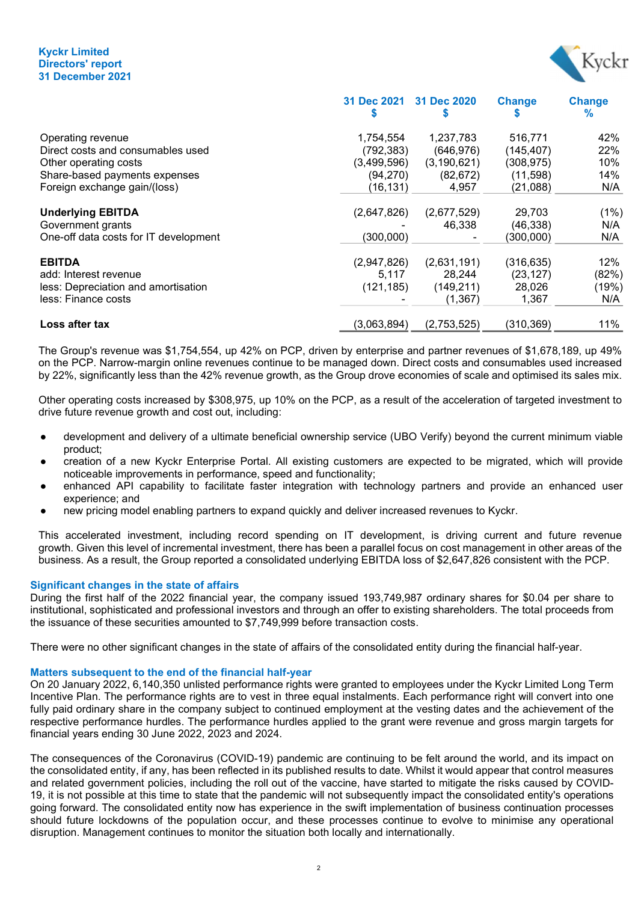Kyckr Limited
Directors' report
31 December 2021

| | 31 Dec 2021 $ | 31 Dec 2020 $ | Change $ | Change % |
|---|---|---|---|---|
| Operating revenue | 1,754,554 | 1,237,783 | 516,771 | 42% |
| Direct costs and consumables used | (792,383) | (646,976) | (145,407) | 22% |
| Other operating costs | (3,499,596) | (3,190,621) | (308,975) | 10% |
| Share-based payments expenses | (94,270) | (82,672) | (11,598) | 14% |
| Foreign exchange gain/(loss) | (16,131) | 4,957 | (21,088) | N/A |
| **Underlying EBITDA** | (2,647,826) | (2,677,529) | 29,703 | (1%) |
| Government grants | - | 46,338 | (46,338) | N/A |
| One-off data costs for IT development | (300,000) | - | (300,000) | N/A |
| **EBITDA** | (2,947,826) | (2,631,191) | (316,635) | 12% |
| add: Interest revenue | 5,117 | 28,244 | (23,127) | (82%) |
| less: Depreciation and amortisation | (121,185) | (149,211) | 28,026 | (19%) |
| less: Finance costs | - | (1,367) | 1,367 | N/A |
| **Loss after tax** | (3,063,894) | (2,753,525) | (310,369) | 11% |

The Group's revenue was $1,754,554, up 42% on PCP, driven by enterprise and partner revenues of $1,678,189, up 49% on the PCP. Narrow-margin online revenues continue to be managed down. Direct costs and consumables used increased by 22%, significantly less than the 42% revenue growth, as the Group drove economies of scale and optimised its sales mix.

Other operating costs increased by $308,975, up 10% on the PCP, as a result of the acceleration of targeted investment to drive future revenue growth and cost out, including:

- development and delivery of a ultimate beneficial ownership service (UBO Verify) beyond the current minimum viable product;
- creation of a new Kyckr Enterprise Portal. All existing customers are expected to be migrated, which will provide noticeable improvements in performance, speed and functionality;
- enhanced API capability to facilitate faster integration with technology partners and provide an enhanced user experience; and
- new pricing model enabling partners to expand quickly and deliver increased revenues to Kyckr.

This accelerated investment, including record spending on IT development, is driving current and future revenue growth. Given this level of incremental investment, there has been a parallel focus on cost management in other areas of the business. As a result, the Group reported a consolidated underlying EBITDA loss of $2,647,826 consistent with the PCP.

## Significant changes in the state of affairs

During the first half of the 2022 financial year, the company issued 193,749,987 ordinary shares for $0.04 per share to institutional, sophisticated and professional investors and through an offer to existing shareholders. The total proceeds from the issuance of these securities amounted to $7,749,999 before transaction costs.

There were no other significant changes in the state of affairs of the consolidated entity during the financial half-year.

## Matters subsequent to the end of the financial half-year

On 20 January 2022, 6,140,350 unlisted performance rights were granted to employees under the Kyckr Limited Long Term Incentive Plan. The performance rights are to vest in three equal instalments. Each performance right will convert into one fully paid ordinary share in the company subject to continued employment at the vesting dates and the achievement of the respective performance hurdles. The performance hurdles applied to the grant were revenue and gross margin targets for financial years ending 30 June 2022, 2023 and 2024.

The consequences of the Coronavirus (COVID-19) pandemic are continuing to be felt around the world, and its impact on the consolidated entity, if any, has been reflected in its published results to date. Whilst it would appear that control measures and related government policies, including the roll out of the vaccine, have started to mitigate the risks caused by COVID-19, it is not possible at this time to state that the pandemic will not subsequently impact the consolidated entity's operations going forward. The consolidated entity now has experience in the swift implementation of business continuation processes should future lockdowns of the population occur, and these processes continue to evolve to minimise any operational disruption. Management continues to monitor the situation both locally and internationally.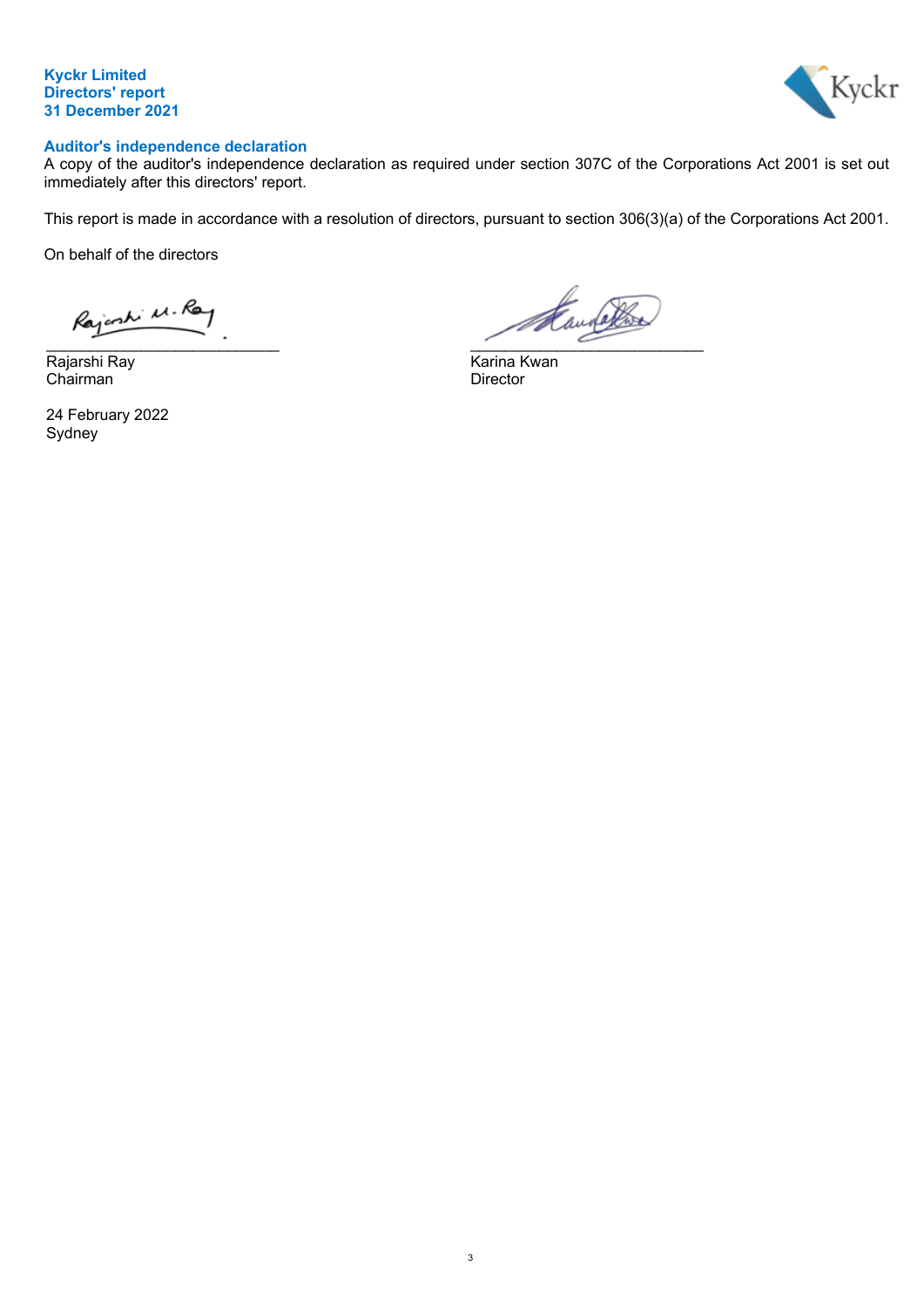## Auditor's independence declaration

A copy of the auditor's independence declaration as required under section 307C of the Corporations Act 2001 is set out immediately after this directors' report.

This report is made in accordance with a resolution of directors, pursuant to section 306(3)(a) of the Corporations Act 2001.

On behalf of the directors

\_\_\_\_\_\_\_\_\_\_\_\_\_\_\_\_\_\_\_\_\_\_\_\_\_\_\_\_
Rajarshi Ray
Chairman

\_\_\_\_\_\_\_\_\_\_\_\_\_\_\_\_\_\_\_\_\_\_\_\_\_\_\_\_
Karina Kwan
Director

24 February 2022
Sydney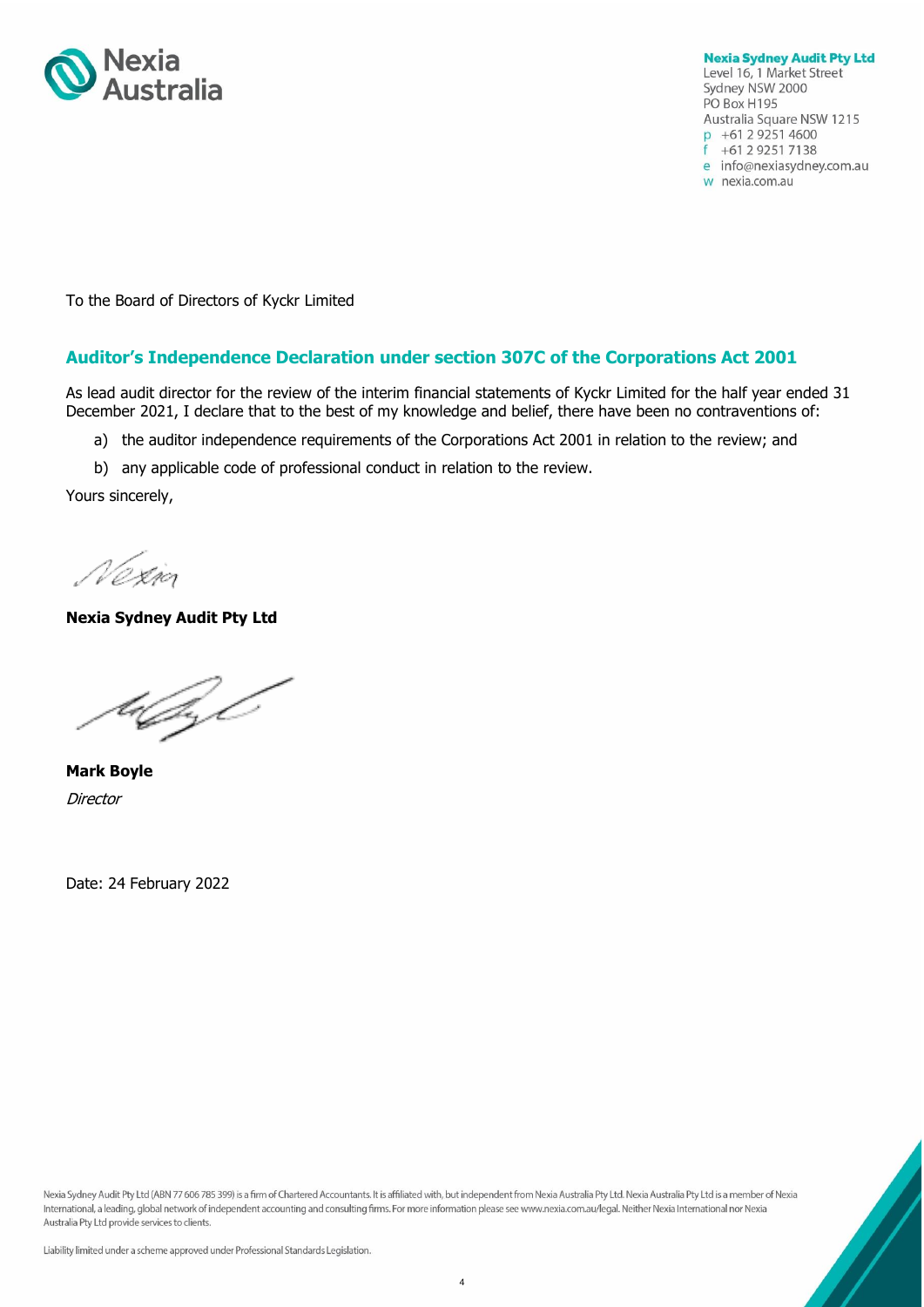**Nexia Sydney Audit Pty Ltd**
Level 16, 1 Market Street
Sydney NSW 2000
PO Box H195
Australia Square NSW 1215
p +61 2 9251 4600
f +61 2 9251 7138
e info@nexiasydney.com.au
w nexia.com.au

To the Board of Directors of Kyckr Limited

## Auditor's Independence Declaration under section 307C of the Corporations Act 2001

As lead audit director for the review of the interim financial statements of Kyckr Limited for the half year ended 31 December 2021, I declare that to the best of my knowledge and belief, there have been no contraventions of:

a) the auditor independence requirements of the Corporations Act 2001 in relation to the review; and

b) any applicable code of professional conduct in relation to the review.

Yours sincerely,

**Nexia Sydney Audit Pty Ltd**

**Mark Boyle**
*Director*

Date: 24 February 2022

Nexia Sydney Audit Pty Ltd (ABN 77 606 785 399) is a firm of Chartered Accountants. It is affiliated with, but independent from Nexia Australia Pty Ltd. Nexia Australia Pty Ltd is a member of Nexia International, a leading, global network of independent accounting and consulting firms. For more information please see www.nexia.com.au/legal. Neither Nexia International nor Nexia Australia Pty Ltd provide services to clients.

Liability limited under a scheme approved under Professional Standards Legislation.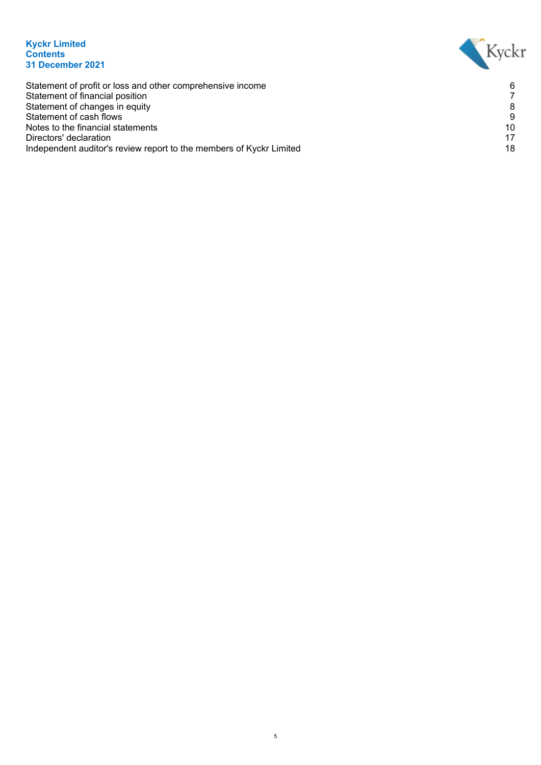**Kyckr Limited**
**Contents**
**31 December 2021**

| | |
|---|---|
| Statement of profit or loss and other comprehensive income | 6 |
| Statement of financial position | 7 |
| Statement of changes in equity | 8 |
| Statement of cash flows | 9 |
| Notes to the financial statements | 10 |
| Directors' declaration | 17 |
| Independent auditor's review report to the members of Kyckr Limited | 18 |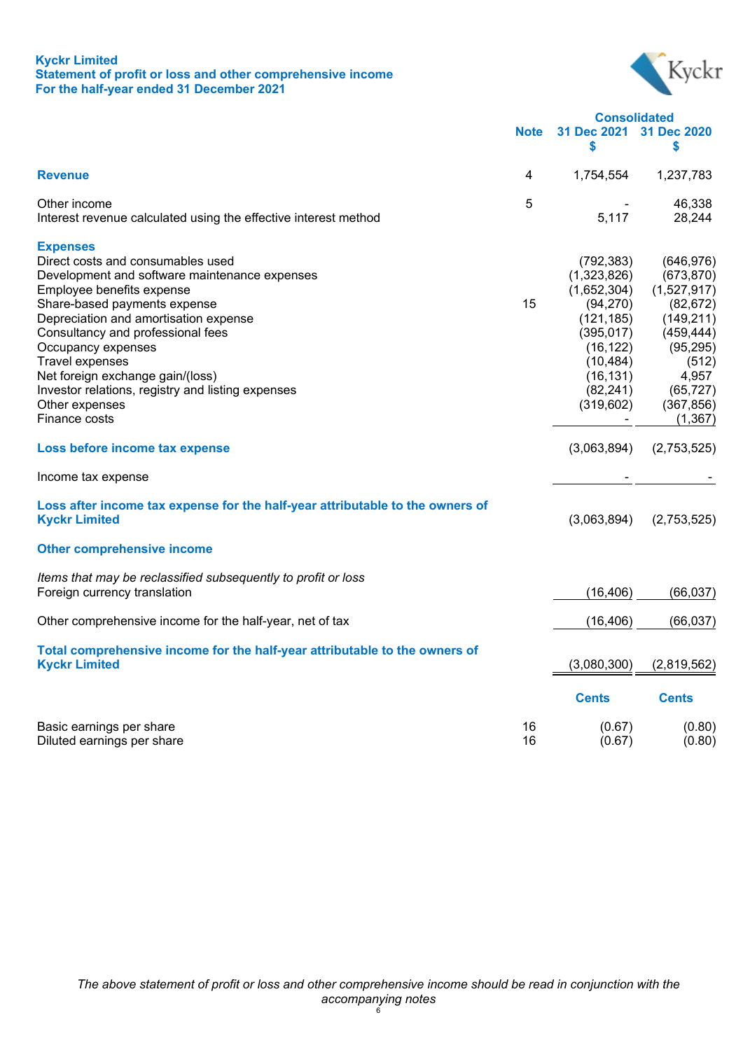**Kyckr Limited**
**Statement of profit or loss and other comprehensive income**
**For the half-year ended 31 December 2021**

| | Note | Consolidated 31 Dec 2021 $ | 31 Dec 2020 $ |
|---|---|---|---|
| **Revenue** | 4 | 1,754,554 | 1,237,783 |
| | | | |
| Other income | 5 | - | 46,338 |
| Interest revenue calculated using the effective interest method | | 5,117 | 28,244 |
| | | | |
| **Expenses** | | | |
| Direct costs and consumables used | | (792,383) | (646,976) |
| Development and software maintenance expenses | | (1,323,826) | (673,870) |
| Employee benefits expense | | (1,652,304) | (1,527,917) |
| Share-based payments expense | 15 | (94,270) | (82,672) |
| Depreciation and amortisation expense | | (121,185) | (149,211) |
| Consultancy and professional fees | | (395,017) | (459,444) |
| Occupancy expenses | | (16,122) | (95,295) |
| Travel expenses | | (10,484) | (512) |
| Net foreign exchange gain/(loss) | | (16,131) | 4,957 |
| Investor relations, registry and listing expenses | | (82,241) | (65,727) |
| Other expenses | | (319,602) | (367,856) |
| Finance costs | | - | (1,367) |
| | | | |
| **Loss before income tax expense** | | (3,063,894) | (2,753,525) |
| | | | |
| Income tax expense | | - | - |
| | | | |
| **Loss after income tax expense for the half-year attributable to the owners of Kyckr Limited** | | (3,063,894) | (2,753,525) |
| | | | |
| **Other comprehensive income** | | | |
| | | | |
| *Items that may be reclassified subsequently to profit or loss* | | | |
| Foreign currency translation | | (16,406) | (66,037) |
| | | | |
| Other comprehensive income for the half-year, net of tax | | (16,406) | (66,037) |
| | | | |
| **Total comprehensive income for the half-year attributable to the owners of Kyckr Limited** | | (3,080,300) | (2,819,562) |
| | | | |
| | | **Cents** | **Cents** |
| | | | |
| Basic earnings per share | 16 | (0.67) | (0.80) |
| Diluted earnings per share | 16 | (0.67) | (0.80) |

*The above statement of profit or loss and other comprehensive income should be read in conjunction with the accompanying notes*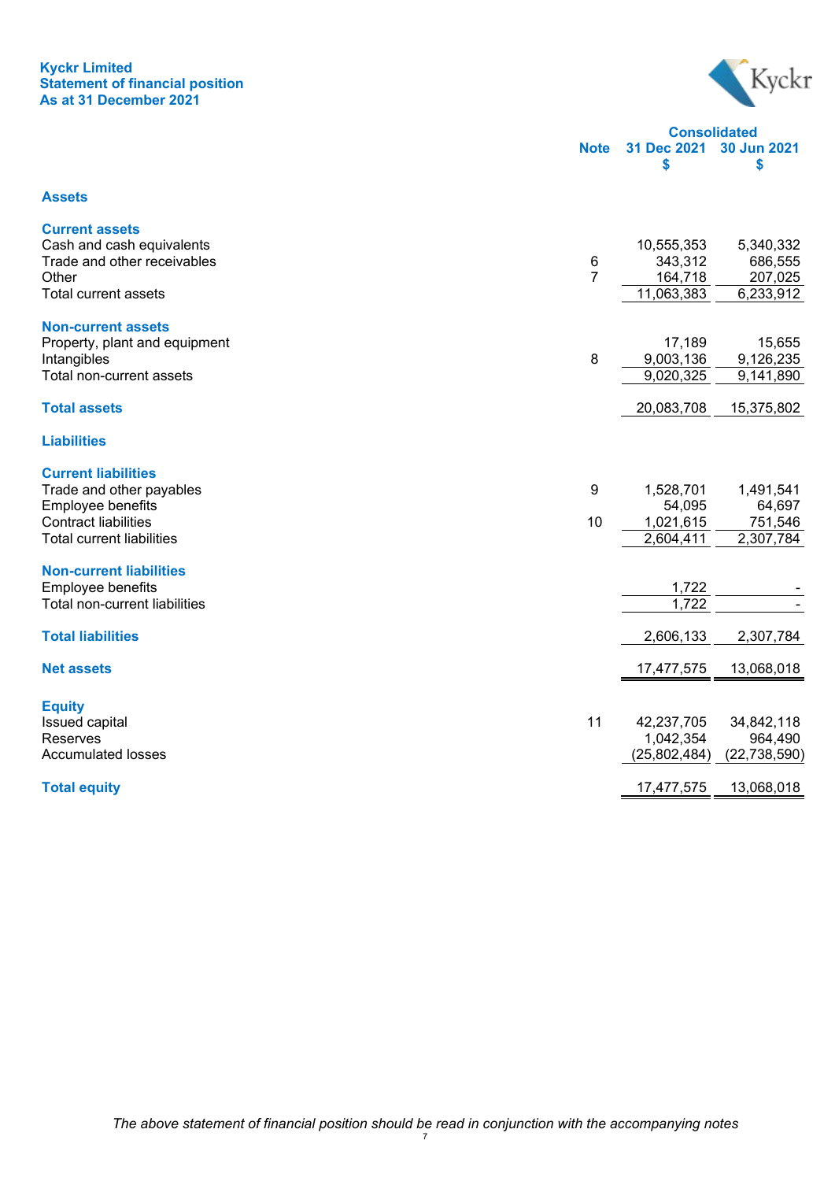**Kyckr Limited**
**Statement of financial position**
**As at 31 December 2021**

| | Note | Consolidated 31 Dec 2021 $ | 30 Jun 2021 $ |
|---|---|---|---|
| **Assets** | | | |
| **Current assets** | | | |
| Cash and cash equivalents | | 10,555,353 | 5,340,332 |
| Trade and other receivables | 6 | 343,312 | 686,555 |
| Other | 7 | 164,718 | 207,025 |
| Total current assets | | 11,063,383 | 6,233,912 |
| **Non-current assets** | | | |
| Property, plant and equipment | | 17,189 | 15,655 |
| Intangibles | 8 | 9,003,136 | 9,126,235 |
| Total non-current assets | | 9,020,325 | 9,141,890 |
| **Total assets** | | 20,083,708 | 15,375,802 |
| **Liabilities** | | | |
| **Current liabilities** | | | |
| Trade and other payables | 9 | 1,528,701 | 1,491,541 |
| Employee benefits | | 54,095 | 64,697 |
| Contract liabilities | 10 | 1,021,615 | 751,546 |
| Total current liabilities | | 2,604,411 | 2,307,784 |
| **Non-current liabilities** | | | |
| Employee benefits | | 1,722 | - |
| Total non-current liabilities | | 1,722 | - |
| **Total liabilities** | | 2,606,133 | 2,307,784 |
| **Net assets** | | 17,477,575 | 13,068,018 |
| **Equity** | | | |
| Issued capital | 11 | 42,237,705 | 34,842,118 |
| Reserves | | 1,042,354 | 964,490 |
| Accumulated losses | | (25,802,484) | (22,738,590) |
| **Total equity** | | 17,477,575 | 13,068,018 |

*The above statement of financial position should be read in conjunction with the accompanying notes*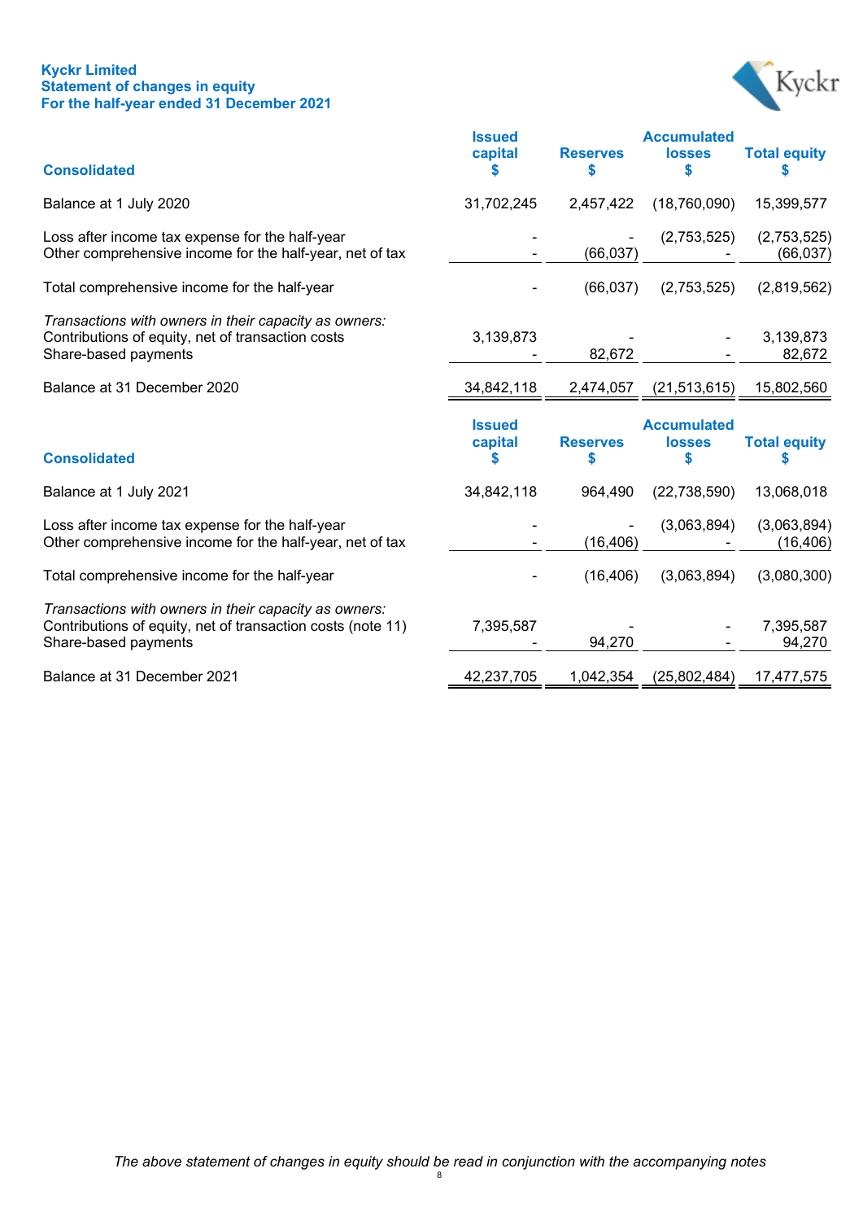**Kyckr Limited**
**Statement of changes in equity**
**For the half-year ended 31 December 2021**

| Consolidated | Issued capital $ | Reserves $ | Accumulated losses $ | Total equity $ |
|---|---|---|---|---|
| Balance at 1 July 2020 | 31,702,245 | 2,457,422 | (18,760,090) | 15,399,577 |
| Loss after income tax expense for the half-year | - | - | (2,753,525) | (2,753,525) |
| Other comprehensive income for the half-year, net of tax | - | (66,037) | - | (66,037) |
| Total comprehensive income for the half-year | - | (66,037) | (2,753,525) | (2,819,562) |
| *Transactions with owners in their capacity as owners:* | | | | |
| Contributions of equity, net of transaction costs | 3,139,873 | - | - | 3,139,873 |
| Share-based payments | - | 82,672 | - | 82,672 |
| Balance at 31 December 2020 | 34,842,118 | 2,474,057 | (21,513,615) | 15,802,560 |

| Consolidated | Issued capital $ | Reserves $ | Accumulated losses $ | Total equity $ |
|---|---|---|---|---|
| Balance at 1 July 2021 | 34,842,118 | 964,490 | (22,738,590) | 13,068,018 |
| Loss after income tax expense for the half-year | - | - | (3,063,894) | (3,063,894) |
| Other comprehensive income for the half-year, net of tax | - | (16,406) | - | (16,406) |
| Total comprehensive income for the half-year | - | (16,406) | (3,063,894) | (3,080,300) |
| *Transactions with owners in their capacity as owners:* | | | | |
| Contributions of equity, net of transaction costs (note 11) | 7,395,587 | - | - | 7,395,587 |
| Share-based payments | - | 94,270 | - | 94,270 |
| Balance at 31 December 2021 | 42,237,705 | 1,042,354 | (25,802,484) | 17,477,575 |

*The above statement of changes in equity should be read in conjunction with the accompanying notes*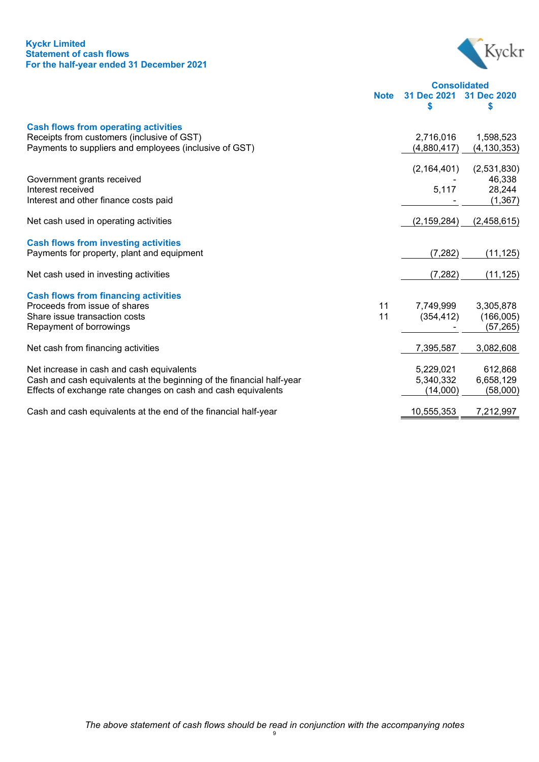# Kyckr Limited
## Statement of cash flows
### For the half-year ended 31 December 2021

| | Note | Consolidated 31 Dec 2021 $ | 31 Dec 2020 $ |
|---|---|---|---|
| **Cash flows from operating activities** | | | |
| Receipts from customers (inclusive of GST) | | 2,716,016 | 1,598,523 |
| Payments to suppliers and employees (inclusive of GST) | | (4,880,417) | (4,130,353) |
| | | (2,164,401) | (2,531,830) |
| Government grants received | | - | 46,338 |
| Interest received | | 5,117 | 28,244 |
| Interest and other finance costs paid | | - | (1,367) |
| Net cash used in operating activities | | (2,159,284) | (2,458,615) |
| **Cash flows from investing activities** | | | |
| Payments for property, plant and equipment | | (7,282) | (11,125) |
| Net cash used in investing activities | | (7,282) | (11,125) |
| **Cash flows from financing activities** | | | |
| Proceeds from issue of shares | 11 | 7,749,999 | 3,305,878 |
| Share issue transaction costs | 11 | (354,412) | (166,005) |
| Repayment of borrowings | | - | (57,265) |
| Net cash from financing activities | | 7,395,587 | 3,082,608 |
| Net increase in cash and cash equivalents | | 5,229,021 | 612,868 |
| Cash and cash equivalents at the beginning of the financial half-year | | 5,340,332 | 6,658,129 |
| Effects of exchange rate changes on cash and cash equivalents | | (14,000) | (58,000) |
| Cash and cash equivalents at the end of the financial half-year | | 10,555,353 | 7,212,997 |

*The above statement of cash flows should be read in conjunction with the accompanying notes*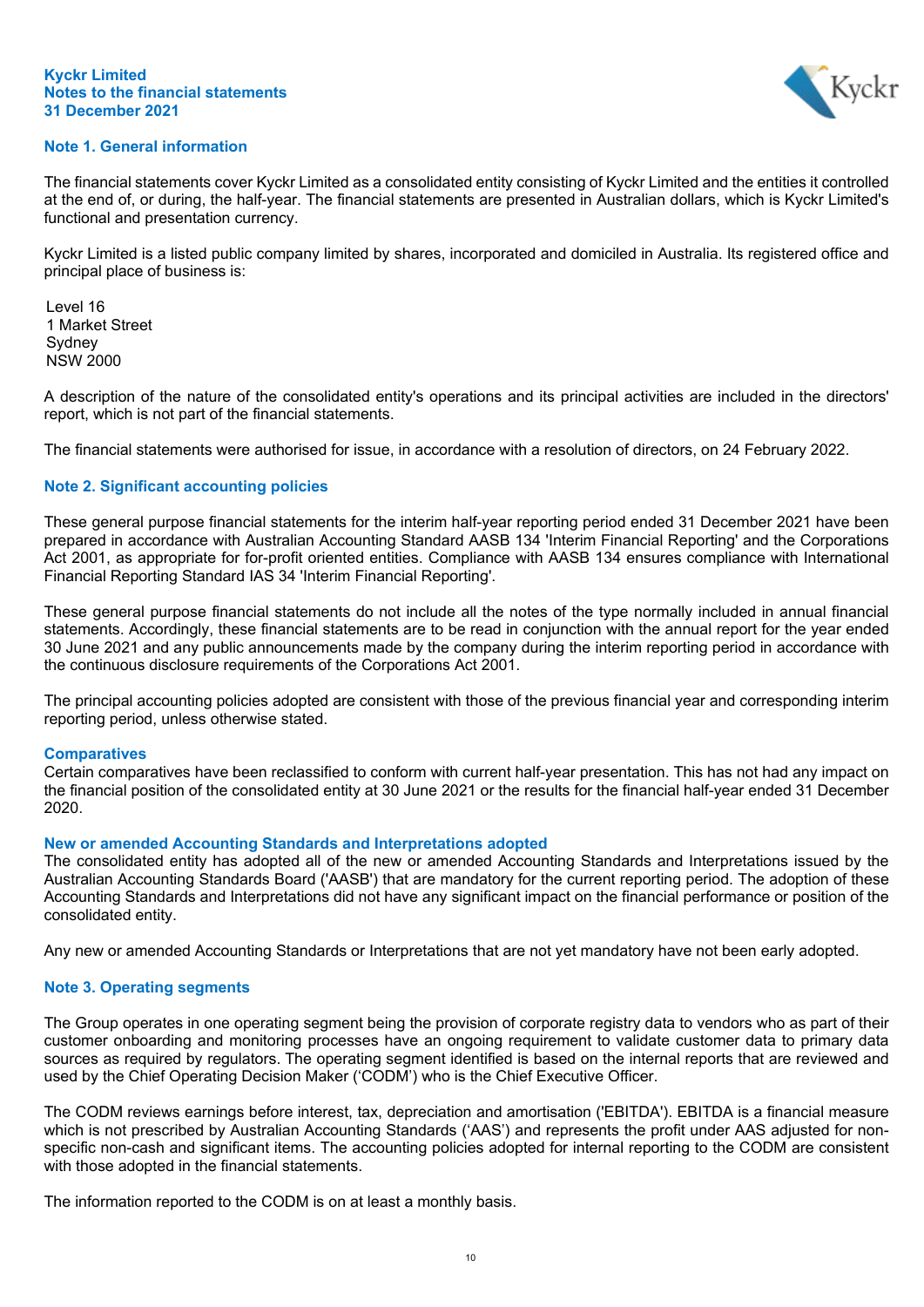**Kyckr Limited**
**Notes to the financial statements**
**31 December 2021**

## Note 1. General information

The financial statements cover Kyckr Limited as a consolidated entity consisting of Kyckr Limited and the entities it controlled at the end of, or during, the half-year. The financial statements are presented in Australian dollars, which is Kyckr Limited's functional and presentation currency.

Kyckr Limited is a listed public company limited by shares, incorporated and domiciled in Australia. Its registered office and principal place of business is:

Level 16
1 Market Street
Sydney
NSW 2000

A description of the nature of the consolidated entity's operations and its principal activities are included in the directors' report, which is not part of the financial statements.

The financial statements were authorised for issue, in accordance with a resolution of directors, on 24 February 2022.

## Note 2. Significant accounting policies

These general purpose financial statements for the interim half-year reporting period ended 31 December 2021 have been prepared in accordance with Australian Accounting Standard AASB 134 'Interim Financial Reporting' and the Corporations Act 2001, as appropriate for for-profit oriented entities. Compliance with AASB 134 ensures compliance with International Financial Reporting Standard IAS 34 'Interim Financial Reporting'.

These general purpose financial statements do not include all the notes of the type normally included in annual financial statements. Accordingly, these financial statements are to be read in conjunction with the annual report for the year ended 30 June 2021 and any public announcements made by the company during the interim reporting period in accordance with the continuous disclosure requirements of the Corporations Act 2001.

The principal accounting policies adopted are consistent with those of the previous financial year and corresponding interim reporting period, unless otherwise stated.

### Comparatives

Certain comparatives have been reclassified to conform with current half-year presentation. This has not had any impact on the financial position of the consolidated entity at 30 June 2021 or the results for the financial half-year ended 31 December 2020.

### New or amended Accounting Standards and Interpretations adopted

The consolidated entity has adopted all of the new or amended Accounting Standards and Interpretations issued by the Australian Accounting Standards Board ('AASB') that are mandatory for the current reporting period. The adoption of these Accounting Standards and Interpretations did not have any significant impact on the financial performance or position of the consolidated entity.

Any new or amended Accounting Standards or Interpretations that are not yet mandatory have not been early adopted.

## Note 3. Operating segments

The Group operates in one operating segment being the provision of corporate registry data to vendors who as part of their customer onboarding and monitoring processes have an ongoing requirement to validate customer data to primary data sources as required by regulators. The operating segment identified is based on the internal reports that are reviewed and used by the Chief Operating Decision Maker ('CODM') who is the Chief Executive Officer.

The CODM reviews earnings before interest, tax, depreciation and amortisation ('EBITDA'). EBITDA is a financial measure which is not prescribed by Australian Accounting Standards ('AAS') and represents the profit under AAS adjusted for non-specific non-cash and significant items. The accounting policies adopted for internal reporting to the CODM are consistent with those adopted in the financial statements.

The information reported to the CODM is on at least a monthly basis.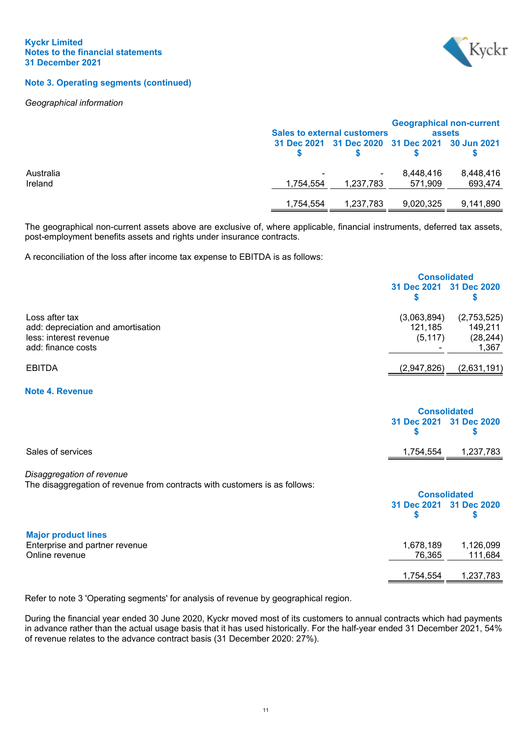### Note 3. Operating segments (continued)

*Geographical information*

| | Sales to external customers | | Geographical non-current assets | |
|---|---|---|---|---|
| | 31 Dec 2021 $ | 31 Dec 2020 $ | 31 Dec 2021 $ | 30 Jun 2021 $ |
| Australia | - | - | 8,448,416 | 8,448,416 |
| Ireland | 1,754,554 | 1,237,783 | 571,909 | 693,474 |
| | 1,754,554 | 1,237,783 | 9,020,325 | 9,141,890 |

The geographical non-current assets above are exclusive of, where applicable, financial instruments, deferred tax assets, post-employment benefits assets and rights under insurance contracts.

A reconciliation of the loss after income tax expense to EBITDA is as follows:

| | Consolidated | |
|---|---|---|
| | 31 Dec 2021 $ | 31 Dec 2020 $ |
| Loss after tax | (3,063,894) | (2,753,525) |
| add: depreciation and amortisation | 121,185 | 149,211 |
| less: interest revenue | (5,117) | (28,244) |
| add: finance costs | - | 1,367 |
| EBITDA | (2,947,826) | (2,631,191) |

### Note 4. Revenue

| | Consolidated | |
|---|---|---|
| | 31 Dec 2021 $ | 31 Dec 2020 $ |
| Sales of services | 1,754,554 | 1,237,783 |

*Disaggregation of revenue*
The disaggregation of revenue from contracts with customers is as follows:

| | Consolidated | |
|---|---|---|
| | 31 Dec 2021 $ | 31 Dec 2020 $ |
| **Major product lines** | | |
| Enterprise and partner revenue | 1,678,189 | 1,126,099 |
| Online revenue | 76,365 | 111,684 |
| | 1,754,554 | 1,237,783 |

Refer to note 3 'Operating segments' for analysis of revenue by geographical region.

During the financial year ended 30 June 2020, Kyckr moved most of its customers to annual contracts which had payments in advance rather than the actual usage basis that it has used historically. For the half-year ended 31 December 2021, 54% of revenue relates to the advance contract basis (31 December 2020: 27%).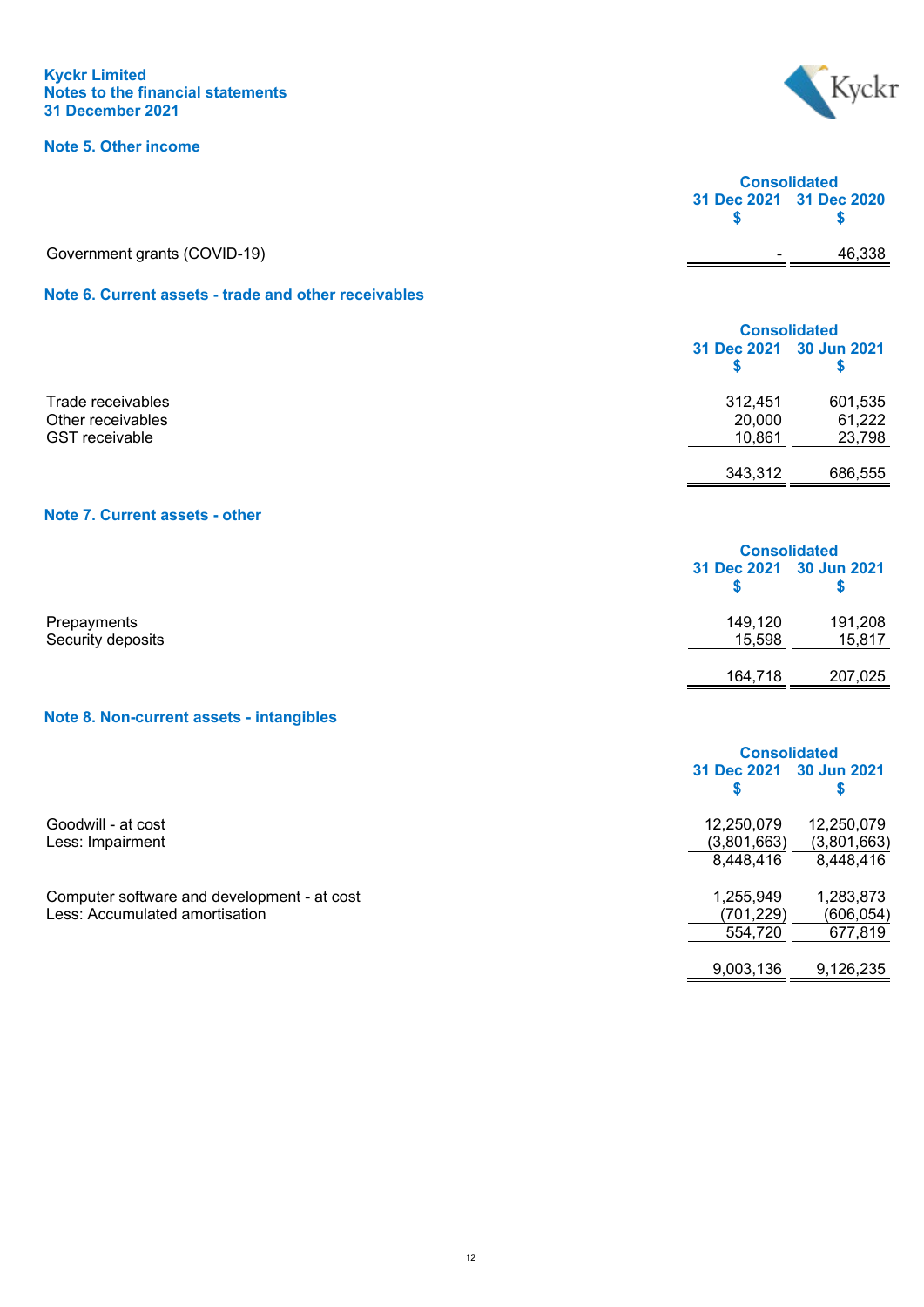**Kyckr Limited**
**Notes to the financial statements**
**31 December 2021**

## Note 5. Other income

| | Consolidated | |
|---|---|---|
| | 31 Dec 2021 $ | 31 Dec 2020 $ |
| Government grants (COVID-19) | - | 46,338 |

## Note 6. Current assets - trade and other receivables

| | Consolidated | |
|---|---|---|
| | 31 Dec 2021 $ | 30 Jun 2021 $ |
| Trade receivables | 312,451 | 601,535 |
| Other receivables | 20,000 | 61,222 |
| GST receivable | 10,861 | 23,798 |
| | 343,312 | 686,555 |

## Note 7. Current assets - other

| | Consolidated | |
|---|---|---|
| | 31 Dec 2021 $ | 30 Jun 2021 $ |
| Prepayments | 149,120 | 191,208 |
| Security deposits | 15,598 | 15,817 |
| | 164,718 | 207,025 |

## Note 8. Non-current assets - intangibles

| | Consolidated | |
|---|---|---|
| | 31 Dec 2021 $ | 30 Jun 2021 $ |
| Goodwill - at cost | 12,250,079 | 12,250,079 |
| Less: Impairment | (3,801,663) | (3,801,663) |
| | 8,448,416 | 8,448,416 |
| Computer software and development - at cost | 1,255,949 | 1,283,873 |
| Less: Accumulated amortisation | (701,229) | (606,054) |
| | 554,720 | 677,819 |
| | 9,003,136 | 9,126,235 |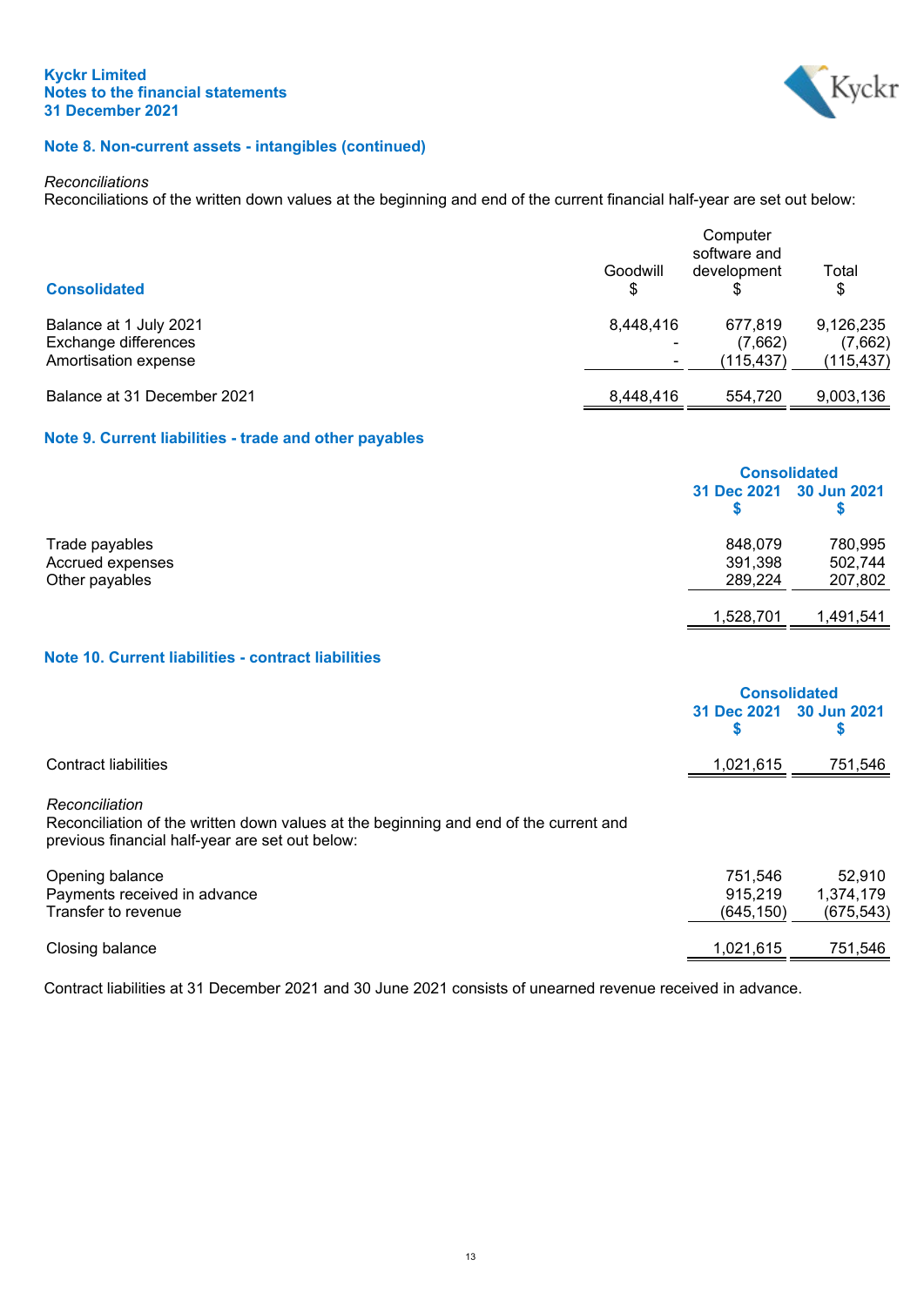## Note 8. Non-current assets - intangibles (continued)

*Reconciliations*

Reconciliations of the written down values at the beginning and end of the current financial half-year are set out below:

| Consolidated | Goodwill<br>$ | Computer software and development<br>$ | Total<br>$ |
|---|---|---|---|
| Balance at 1 July 2021 | 8,448,416 | 677,819 | 9,126,235 |
| Exchange differences | - | (7,662) | (7,662) |
| Amortisation expense | - | (115,437) | (115,437) |
| Balance at 31 December 2021 | 8,448,416 | 554,720 | 9,003,136 |

## Note 9. Current liabilities - trade and other payables

| | Consolidated | |
|---|---|---|
| | 31 Dec 2021<br>$ | 30 Jun 2021<br>$ |
| Trade payables | 848,079 | 780,995 |
| Accrued expenses | 391,398 | 502,744 |
| Other payables | 289,224 | 207,802 |
| | 1,528,701 | 1,491,541 |

## Note 10. Current liabilities - contract liabilities

| | Consolidated | |
|---|---|---|
| | 31 Dec 2021<br>$ | 30 Jun 2021<br>$ |
| Contract liabilities | 1,021,615 | 751,546 |

*Reconciliation*

Reconciliation of the written down values at the beginning and end of the current and previous financial half-year are set out below:

| | | |
|---|---|---|
| Opening balance | 751,546 | 52,910 |
| Payments received in advance | 915,219 | 1,374,179 |
| Transfer to revenue | (645,150) | (675,543) |
| Closing balance | 1,021,615 | 751,546 |

Contract liabilities at 31 December 2021 and 30 June 2021 consists of unearned revenue received in advance.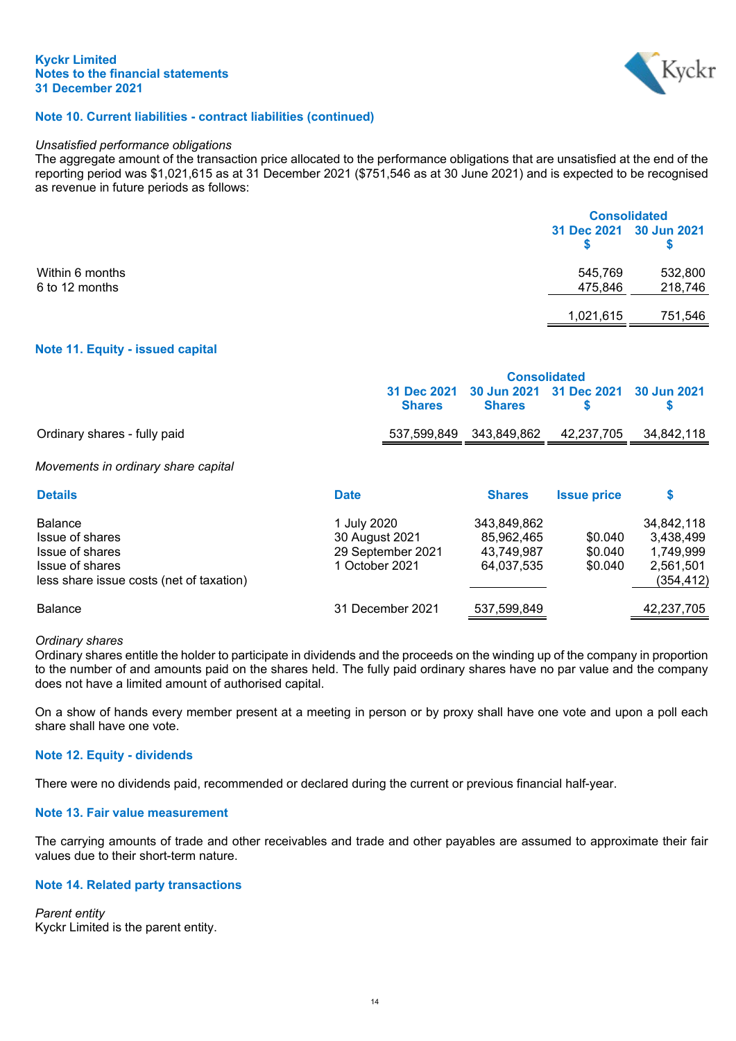## Note 10. Current liabilities - contract liabilities (continued)

*Unsatisfied performance obligations*

The aggregate amount of the transaction price allocated to the performance obligations that are unsatisfied at the end of the reporting period was $1,021,615 as at 31 December 2021 ($751,546 as at 30 June 2021) and is expected to be recognised as revenue in future periods as follows:

| | Consolidated | |
|---|---|---|
| | 31 Dec 2021 $ | 30 Jun 2021 $ |
| Within 6 months | 545,769 | 532,800 |
| 6 to 12 months | 475,846 | 218,746 |
| | 1,021,615 | 751,546 |

## Note 11. Equity - issued capital

| | Consolidated | | | |
|---|---|---|---|---|
| | 31 Dec 2021 Shares | 30 Jun 2021 Shares | 31 Dec 2021 $ | 30 Jun 2021 $ |
| Ordinary shares - fully paid | 537,599,849 | 343,849,862 | 42,237,705 | 34,842,118 |

*Movements in ordinary share capital*

| Details | Date | Shares | Issue price | $ |
|---|---|---|---|---|
| Balance | 1 July 2020 | 343,849,862 | | 34,842,118 |
| Issue of shares | 30 August 2021 | 85,962,465 | $0.040 | 3,438,499 |
| Issue of shares | 29 September 2021 | 43,749,987 | $0.040 | 1,749,999 |
| Issue of shares | 1 October 2021 | 64,037,535 | $0.040 | 2,561,501 |
| less share issue costs (net of taxation) | | | | (354,412) |
| Balance | 31 December 2021 | 537,599,849 | | 42,237,705 |

*Ordinary shares*

Ordinary shares entitle the holder to participate in dividends and the proceeds on the winding up of the company in proportion to the number of and amounts paid on the shares held. The fully paid ordinary shares have no par value and the company does not have a limited amount of authorised capital.

On a show of hands every member present at a meeting in person or by proxy shall have one vote and upon a poll each share shall have one vote.

## Note 12. Equity - dividends

There were no dividends paid, recommended or declared during the current or previous financial half-year.

## Note 13. Fair value measurement

The carrying amounts of trade and other receivables and trade and other payables are assumed to approximate their fair values due to their short-term nature.

## Note 14. Related party transactions

*Parent entity*

Kyckr Limited is the parent entity.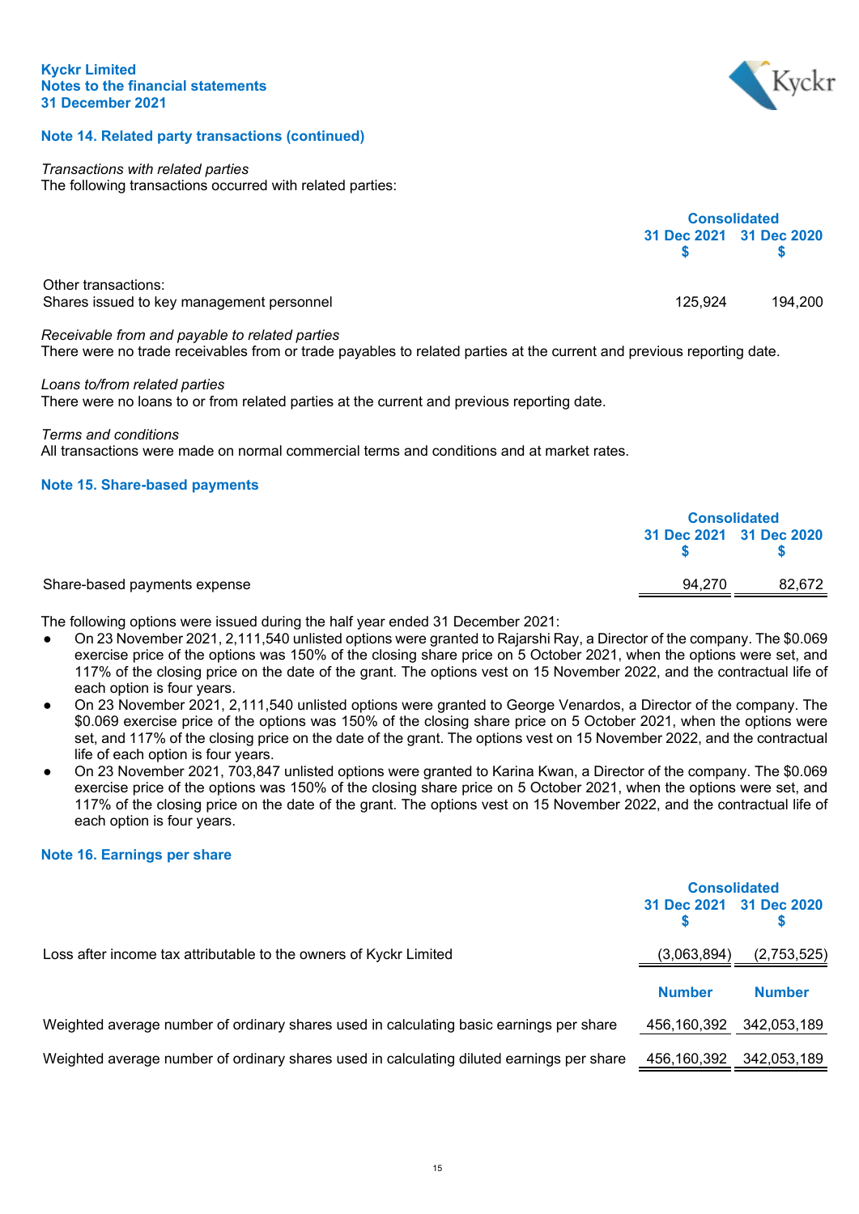## Note 14. Related party transactions (continued)

*Transactions with related parties*
The following transactions occurred with related parties:

| | Consolidated | |
|---|---|---|
| | 31 Dec 2021 $ | 31 Dec 2020 $ |
| Other transactions: | | |
| Shares issued to key management personnel | 125,924 | 194,200 |

*Receivable from and payable to related parties*
There were no trade receivables from or trade payables to related parties at the current and previous reporting date.

*Loans to/from related parties*
There were no loans to or from related parties at the current and previous reporting date.

*Terms and conditions*
All transactions were made on normal commercial terms and conditions and at market rates.

## Note 15. Share-based payments

| | Consolidated | |
|---|---|---|
| | 31 Dec 2021 $ | 31 Dec 2020 $ |
| Share-based payments expense | 94,270 | 82,672 |

The following options were issued during the half year ended 31 December 2021:

- On 23 November 2021, 2,111,540 unlisted options were granted to Rajarshi Ray, a Director of the company. The $0.069 exercise price of the options was 150% of the closing share price on 5 October 2021, when the options were set, and 117% of the closing price on the date of the grant. The options vest on 15 November 2022, and the contractual life of each option is four years.
- On 23 November 2021, 2,111,540 unlisted options were granted to George Venardos, a Director of the company. The $0.069 exercise price of the options was 150% of the closing share price on 5 October 2021, when the options were set, and 117% of the closing price on the date of the grant. The options vest on 15 November 2022, and the contractual life of each option is four years.
- On 23 November 2021, 703,847 unlisted options were granted to Karina Kwan, a Director of the company. The $0.069 exercise price of the options was 150% of the closing share price on 5 October 2021, when the options were set, and 117% of the closing price on the date of the grant. The options vest on 15 November 2022, and the contractual life of each option is four years.

## Note 16. Earnings per share

| | Consolidated | |
|---|---|---|
| | 31 Dec 2021 $ | 31 Dec 2020 $ |
| Loss after income tax attributable to the owners of Kyckr Limited | (3,063,894) | (2,753,525) |
| | **Number** | **Number** |
| Weighted average number of ordinary shares used in calculating basic earnings per share | 456,160,392 | 342,053,189 |
| Weighted average number of ordinary shares used in calculating diluted earnings per share | 456,160,392 | 342,053,189 |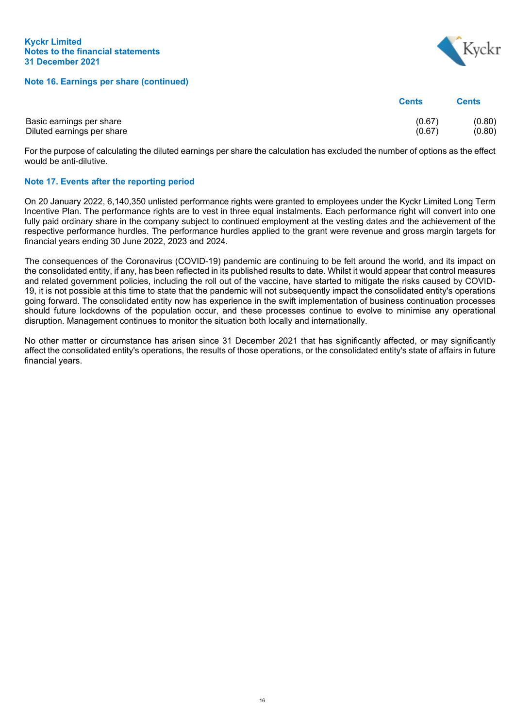## Note 16. Earnings per share (continued)

| | Cents | Cents |
|---|---|---|
| Basic earnings per share | (0.67) | (0.80) |
| Diluted earnings per share | (0.67) | (0.80) |

For the purpose of calculating the diluted earnings per share the calculation has excluded the number of options as the effect would be anti-dilutive.

## Note 17. Events after the reporting period

On 20 January 2022, 6,140,350 unlisted performance rights were granted to employees under the Kyckr Limited Long Term Incentive Plan. The performance rights are to vest in three equal instalments. Each performance right will convert into one fully paid ordinary share in the company subject to continued employment at the vesting dates and the achievement of the respective performance hurdles. The performance hurdles applied to the grant were revenue and gross margin targets for financial years ending 30 June 2022, 2023 and 2024.

The consequences of the Coronavirus (COVID-19) pandemic are continuing to be felt around the world, and its impact on the consolidated entity, if any, has been reflected in its published results to date. Whilst it would appear that control measures and related government policies, including the roll out of the vaccine, have started to mitigate the risks caused by COVID-19, it is not possible at this time to state that the pandemic will not subsequently impact the consolidated entity's operations going forward. The consolidated entity now has experience in the swift implementation of business continuation processes should future lockdowns of the population occur, and these processes continue to evolve to minimise any operational disruption. Management continues to monitor the situation both locally and internationally.

No other matter or circumstance has arisen since 31 December 2021 that has significantly affected, or may significantly affect the consolidated entity's operations, the results of those operations, or the consolidated entity's state of affairs in future financial years.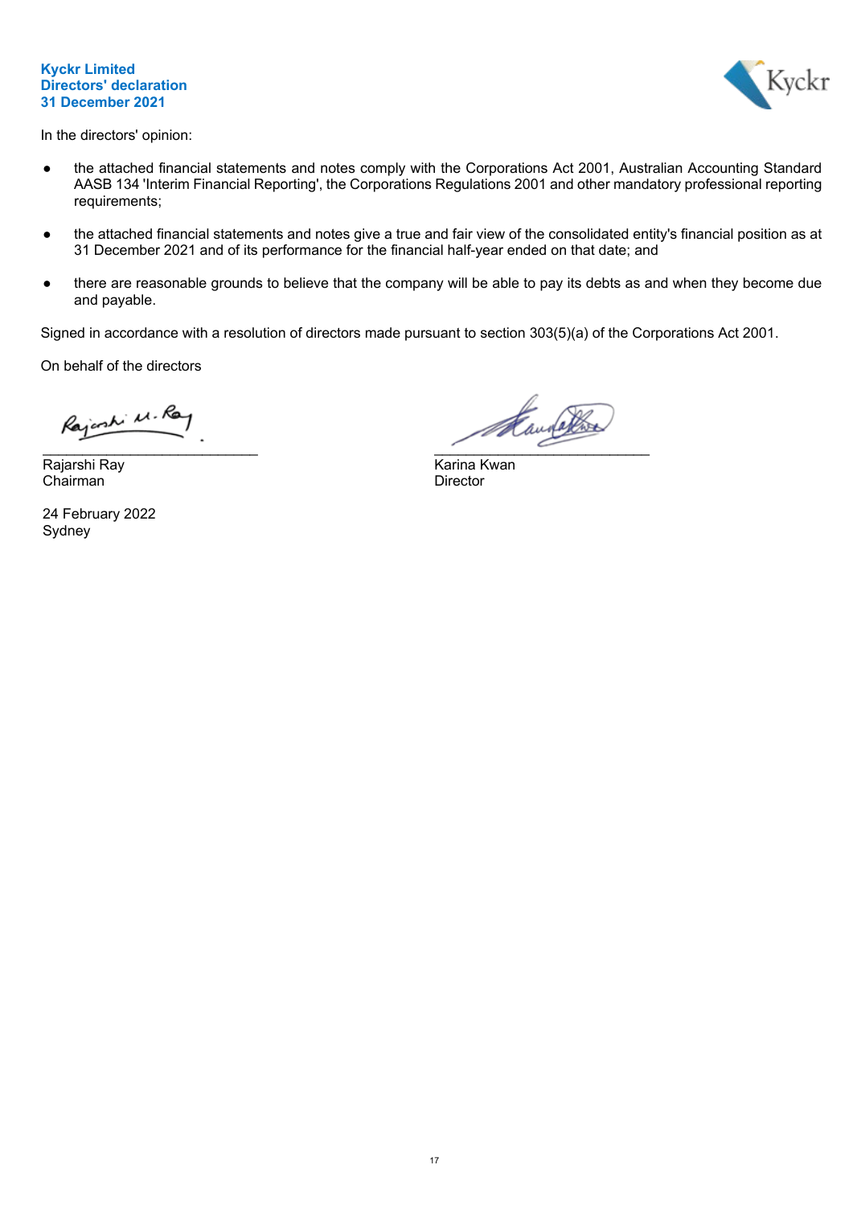# Kyckr Limited
## Directors' declaration
## 31 December 2021

In the directors' opinion:

- the attached financial statements and notes comply with the Corporations Act 2001, Australian Accounting Standard AASB 134 'Interim Financial Reporting', the Corporations Regulations 2001 and other mandatory professional reporting requirements;

- the attached financial statements and notes give a true and fair view of the consolidated entity's financial position as at 31 December 2021 and of its performance for the financial half-year ended on that date; and

- there are reasonable grounds to believe that the company will be able to pay its debts as and when they become due and payable.

Signed in accordance with a resolution of directors made pursuant to section 303(5)(a) of the Corporations Act 2001.

On behalf of the directors

___________________________
Rajarshi Ray
Chairman

___________________________
Karina Kwan
Director

24 February 2022
Sydney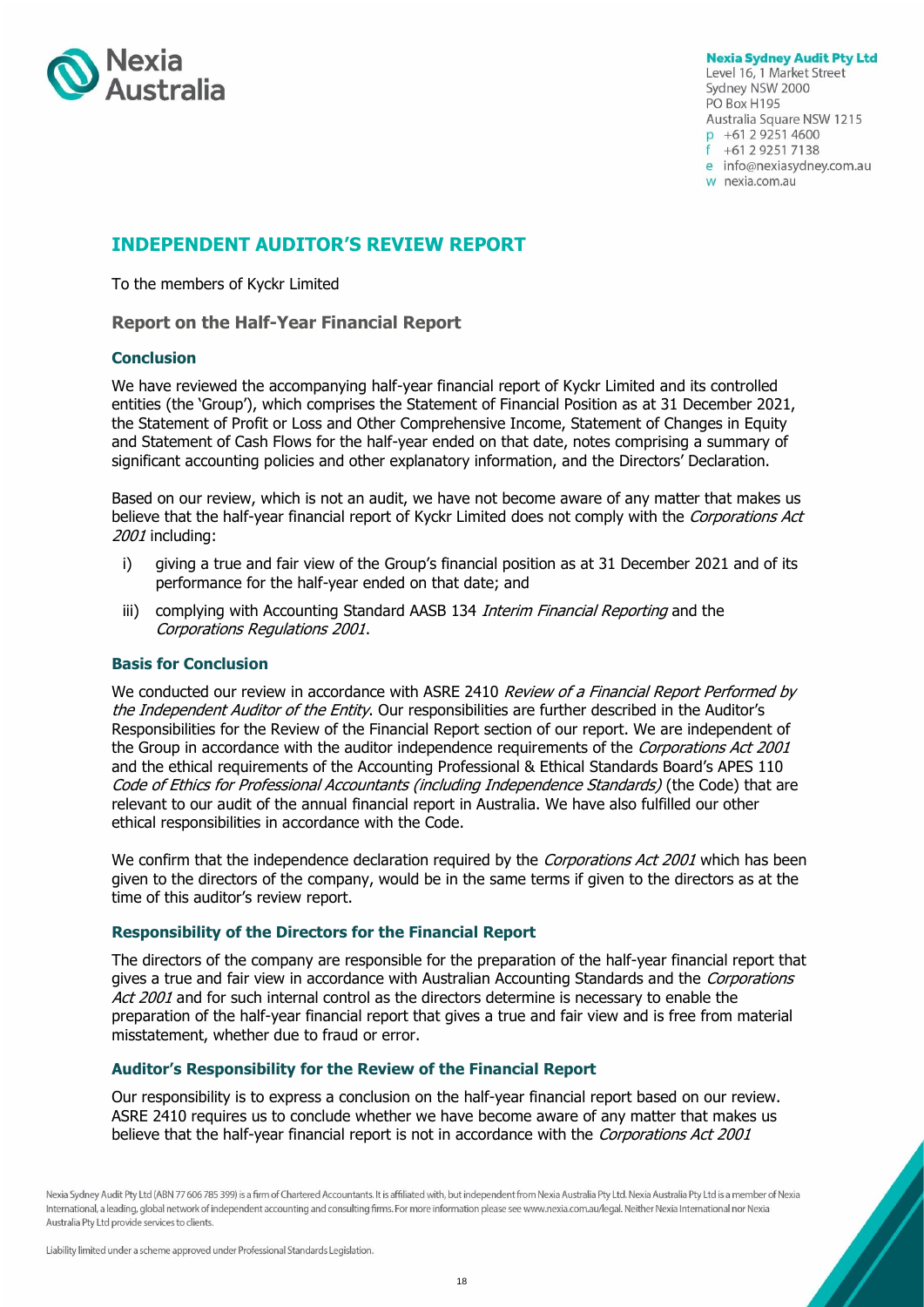**Nexia Sydney Audit Pty Ltd**
Level 16, 1 Market Street
Sydney NSW 2000
PO Box H195
Australia Square NSW 1215
p +61 2 9251 4600
f +61 2 9251 7138
e info@nexiasydney.com.au
w nexia.com.au

# INDEPENDENT AUDITOR'S REVIEW REPORT

To the members of Kyckr Limited

## Report on the Half-Year Financial Report

### Conclusion

We have reviewed the accompanying half-year financial report of Kyckr Limited and its controlled entities (the 'Group'), which comprises the Statement of Financial Position as at 31 December 2021, the Statement of Profit or Loss and Other Comprehensive Income, Statement of Changes in Equity and Statement of Cash Flows for the half-year ended on that date, notes comprising a summary of significant accounting policies and other explanatory information, and the Directors' Declaration.

Based on our review, which is not an audit, we have not become aware of any matter that makes us believe that the half-year financial report of Kyckr Limited does not comply with the *Corporations Act 2001* including:

i) giving a true and fair view of the Group's financial position as at 31 December 2021 and of its performance for the half-year ended on that date; and

iii) complying with Accounting Standard AASB 134 *Interim Financial Reporting* and the *Corporations Regulations 2001*.

### Basis for Conclusion

We conducted our review in accordance with ASRE 2410 *Review of a Financial Report Performed by the Independent Auditor of the Entity*. Our responsibilities are further described in the Auditor's Responsibilities for the Review of the Financial Report section of our report. We are independent of the Group in accordance with the auditor independence requirements of the *Corporations Act 2001* and the ethical requirements of the Accounting Professional & Ethical Standards Board's APES 110 *Code of Ethics for Professional Accountants (including Independence Standards)* (the Code) that are relevant to our audit of the annual financial report in Australia. We have also fulfilled our other ethical responsibilities in accordance with the Code.

We confirm that the independence declaration required by the *Corporations Act 2001* which has been given to the directors of the company, would be in the same terms if given to the directors as at the time of this auditor's review report.

### Responsibility of the Directors for the Financial Report

The directors of the company are responsible for the preparation of the half-year financial report that gives a true and fair view in accordance with Australian Accounting Standards and the *Corporations Act 2001* and for such internal control as the directors determine is necessary to enable the preparation of the half-year financial report that gives a true and fair view and is free from material misstatement, whether due to fraud or error.

### Auditor's Responsibility for the Review of the Financial Report

Our responsibility is to express a conclusion on the half-year financial report based on our review. ASRE 2410 requires us to conclude whether we have become aware of any matter that makes us believe that the half-year financial report is not in accordance with the *Corporations Act 2001*

Nexia Sydney Audit Pty Ltd (ABN 77 606 785 399) is a firm of Chartered Accountants. It is affiliated with, but independent from Nexia Australia Pty Ltd. Nexia Australia Pty Ltd is a member of Nexia International, a leading, global network of independent accounting and consulting firms. For more information please see www.nexia.com.au/legal. Neither Nexia International nor Nexia Australia Pty Ltd provide services to clients.

Liability limited under a scheme approved under Professional Standards Legislation.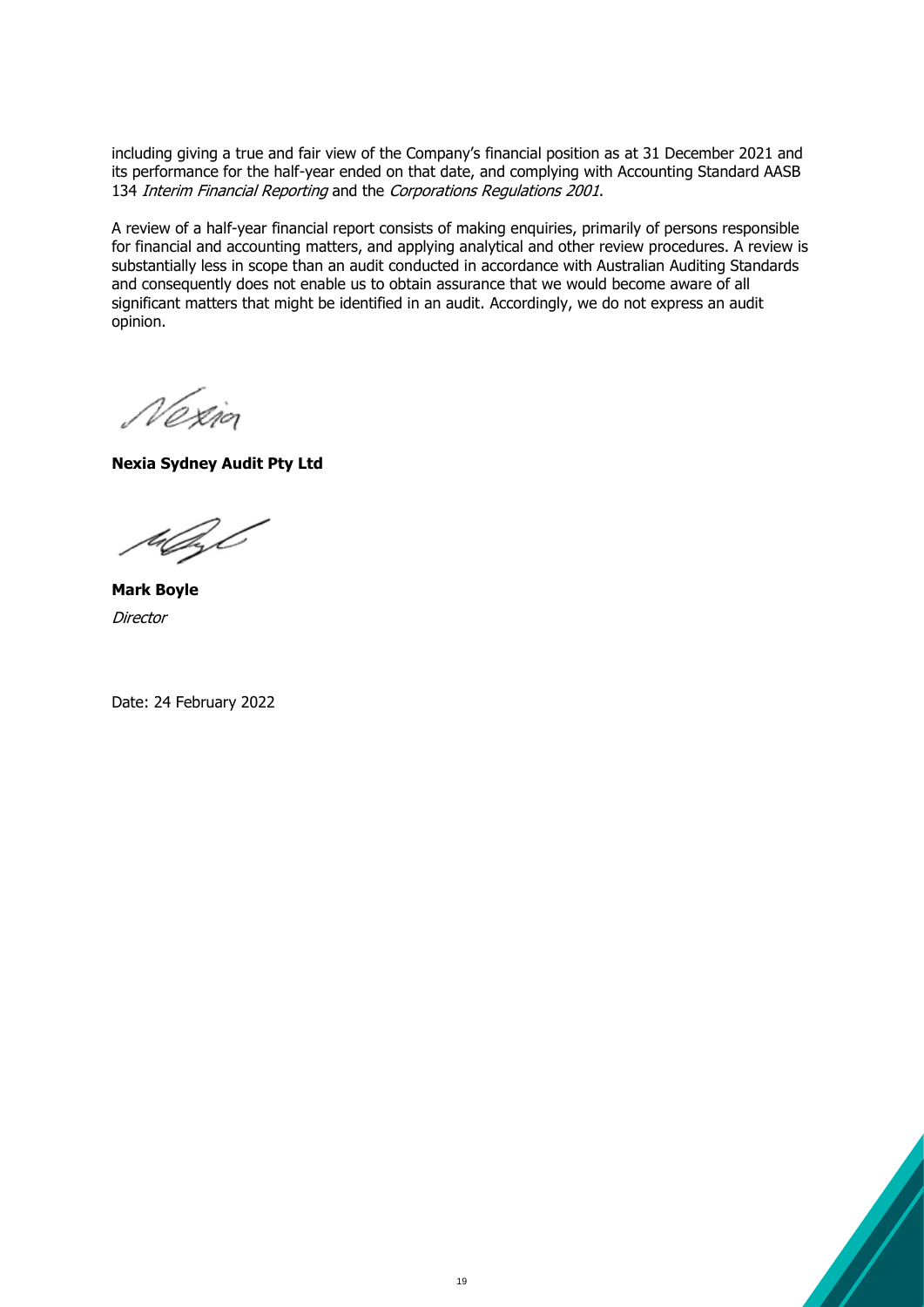including giving a true and fair view of the Company's financial position as at 31 December 2021 and its performance for the half-year ended on that date, and complying with Accounting Standard AASB 134 *Interim Financial Reporting* and the *Corporations Regulations 2001*.

A review of a half-year financial report consists of making enquiries, primarily of persons responsible for financial and accounting matters, and applying analytical and other review procedures. A review is substantially less in scope than an audit conducted in accordance with Australian Auditing Standards and consequently does not enable us to obtain assurance that we would become aware of all significant matters that might be identified in an audit. Accordingly, we do not express an audit opinion.

Nexia

**Nexia Sydney Audit Pty Ltd**

**Mark Boyle**
*Director*

Date: 24 February 2022